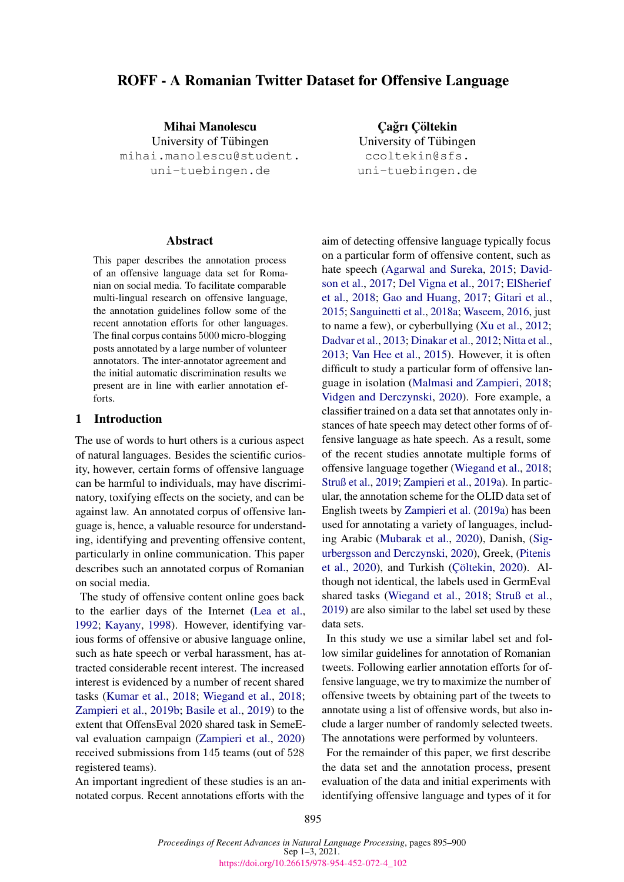# ROFF - A Romanian Twitter Dataset for Offensive Language

**Mihai Manolescu**
University of Tübingen
mihai.manolescu@student.uni-tuebingen.de

**Çağrı Çöltekin**
University of Tübingen
ccoltekin@sfs.uni-tuebingen.de

## Abstract

This paper describes the annotation process of an offensive language data set for Romanian on social media. To facilitate comparable multi-lingual research on offensive language, the annotation guidelines follow some of the recent annotation efforts for other languages. The final corpus contains 5000 micro-blogging posts annotated by a large number of volunteer annotators. The inter-annotator agreement and the initial automatic discrimination results we present are in line with earlier annotation efforts.

## 1 Introduction

The use of words to hurt others is a curious aspect of natural languages. Besides the scientific curiosity, however, certain forms of offensive language can be harmful to individuals, may have discriminatory, toxifying effects on the society, and can be against law. An annotated corpus of offensive language is, hence, a valuable resource for understanding, identifying and preventing offensive content, particularly in online communication. This paper describes such an annotated corpus of Romanian on social media.

The study of offensive content online goes back to the earlier days of the Internet (Lea et al., 1992; Kayany, 1998). However, identifying various forms of offensive or abusive language online, such as hate speech or verbal harassment, has attracted considerable recent interest. The increased interest is evidenced by a number of recent shared tasks (Kumar et al., 2018; Wiegand et al., 2018; Zampieri et al., 2019b; Basile et al., 2019) to the extent that OffensEval 2020 shared task in SemEval evaluation campaign (Zampieri et al., 2020) received submissions from 145 teams (out of 528 registered teams).

An important ingredient of these studies is an annotated corpus. Recent annotations efforts with the aim of detecting offensive language typically focus on a particular form of offensive content, such as hate speech (Agarwal and Sureka, 2015; Davidson et al., 2017; Del Vigna et al., 2017; ElSherief et al., 2018; Gao and Huang, 2017; Gitari et al., 2015; Sanguinetti et al., 2018a; Waseem, 2016, just to name a few), or cyberbullying (Xu et al., 2012; Dadvar et al., 2013; Dinakar et al., 2012; Nitta et al., 2013; Van Hee et al., 2015). However, it is often difficult to study a particular form of offensive language in isolation (Malmasi and Zampieri, 2018; Vidgen and Derczynski, 2020). Fore example, a classifier trained on a data set that annotates only instances of hate speech may detect other forms of offensive language as hate speech. As a result, some of the recent studies annotate multiple forms of offensive language together (Wiegand et al., 2018; Struß et al., 2019; Zampieri et al., 2019a). In particular, the annotation scheme for the OLID data set of English tweets by Zampieri et al. (2019a) has been used for annotating a variety of languages, including Arabic (Mubarak et al., 2020), Danish, (Sigurbergsson and Derczynski, 2020), Greek, (Pitenis et al., 2020), and Turkish (Çöltekin, 2020). Although not identical, the labels used in GermEval shared tasks (Wiegand et al., 2018; Struß et al., 2019) are also similar to the label set used by these data sets.

In this study we use a similar label set and follow similar guidelines for annotation of Romanian tweets. Following earlier annotation efforts for offensive language, we try to maximize the number of offensive tweets by obtaining part of the tweets to annotate using a list of offensive words, but also include a larger number of randomly selected tweets. The annotations were performed by volunteers.

For the remainder of this paper, we first describe the data set and the annotation process, present evaluation of the data and initial experiments with identifying offensive language and types of it for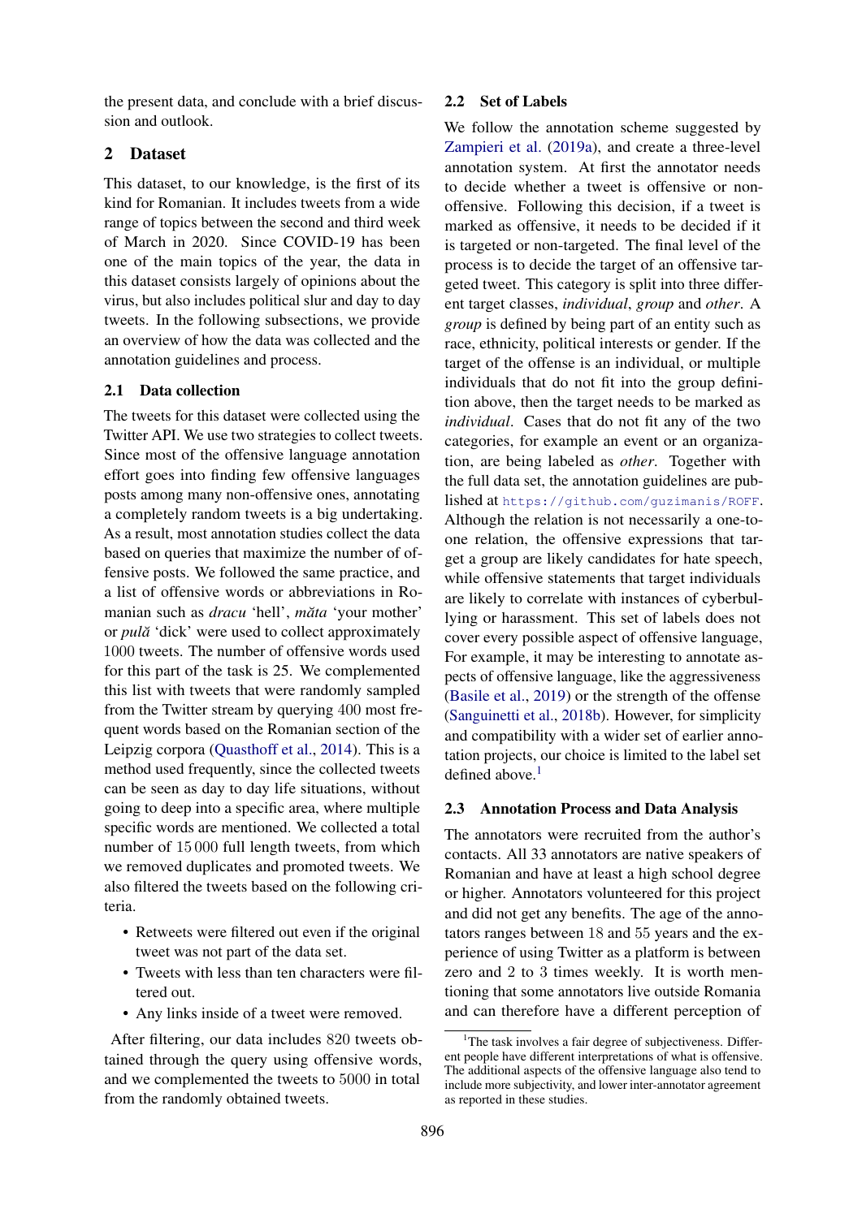the present data, and conclude with a brief discussion and outlook.

## 2 Dataset

This dataset, to our knowledge, is the first of its kind for Romanian. It includes tweets from a wide range of topics between the second and third week of March in 2020. Since COVID-19 has been one of the main topics of the year, the data in this dataset consists largely of opinions about the virus, but also includes political slur and day to day tweets. In the following subsections, we provide an overview of how the data was collected and the annotation guidelines and process.

### 2.1 Data collection

The tweets for this dataset were collected using the Twitter API. We use two strategies to collect tweets. Since most of the offensive language annotation effort goes into finding few offensive languages posts among many non-offensive ones, annotating a completely random tweets is a big undertaking. As a result, most annotation studies collect the data based on queries that maximize the number of offensive posts. We followed the same practice, and a list of offensive words or abbreviations in Romanian such as *dracu* 'hell', *măta* 'your mother' or *pulă* 'dick' were used to collect approximately 1000 tweets. The number of offensive words used for this part of the task is 25. We complemented this list with tweets that were randomly sampled from the Twitter stream by querying 400 most frequent words based on the Romanian section of the Leipzig corpora (Quasthoff et al., 2014). This is a method used frequently, since the collected tweets can be seen as day to day life situations, without going to deep into a specific area, where multiple specific words are mentioned. We collected a total number of 15 000 full length tweets, from which we removed duplicates and promoted tweets. We also filtered the tweets based on the following criteria.

- Retweets were filtered out even if the original tweet was not part of the data set.
- Tweets with less than ten characters were filtered out.
- Any links inside of a tweet were removed.

After filtering, our data includes 820 tweets obtained through the query using offensive words, and we complemented the tweets to 5000 in total from the randomly obtained tweets.

### 2.2 Set of Labels

We follow the annotation scheme suggested by Zampieri et al. (2019a), and create a three-level annotation system. At first the annotator needs to decide whether a tweet is offensive or non-offensive. Following this decision, if a tweet is marked as offensive, it needs to be decided if it is targeted or non-targeted. The final level of the process is to decide the target of an offensive targeted tweet. This category is split into three different target classes, *individual*, *group* and *other*. A *group* is defined by being part of an entity such as race, ethnicity, political interests or gender. If the target of the offense is an individual, or multiple individuals that do not fit into the group definition above, then the target needs to be marked as *individual*. Cases that do not fit any of the two categories, for example an event or an organization, are being labeled as *other*. Together with the full data set, the annotation guidelines are published at https://github.com/guzimanis/ROFF. Although the relation is not necessarily a one-to-one relation, the offensive expressions that target a group are likely candidates for hate speech, while offensive statements that target individuals are likely to correlate with instances of cyberbullying or harassment. This set of labels does not cover every possible aspect of offensive language, For example, it may be interesting to annotate aspects of offensive language, like the aggressiveness (Basile et al., 2019) or the strength of the offense (Sanguinetti et al., 2018b). However, for simplicity and compatibility with a wider set of earlier annotation projects, our choice is limited to the label set defined above.[1]

### 2.3 Annotation Process and Data Analysis

The annotators were recruited from the author's contacts. All 33 annotators are native speakers of Romanian and have at least a high school degree or higher. Annotators volunteered for this project and did not get any benefits. The age of the annotators ranges between 18 and 55 years and the experience of using Twitter as a platform is between zero and 2 to 3 times weekly. It is worth mentioning that some annotators live outside Romania and can therefore have a different perception of

[1] The task involves a fair degree of subjectiveness. Different people have different interpretations of what is offensive. The additional aspects of the offensive language also tend to include more subjectivity, and lower inter-annotator agreement as reported in these studies.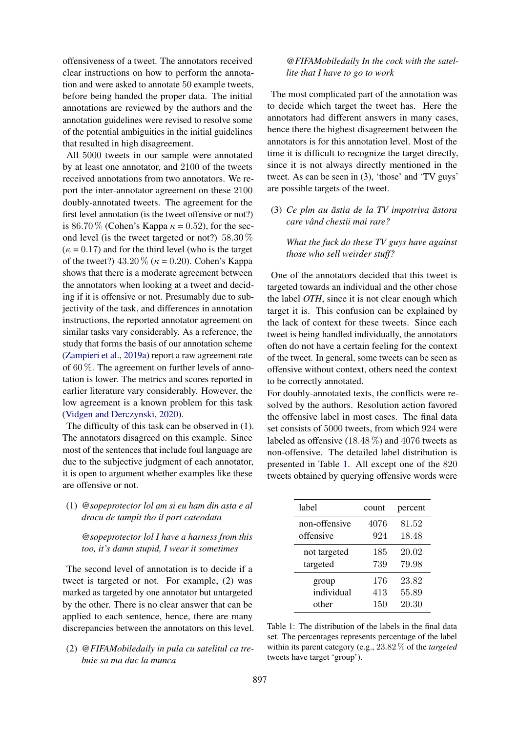offensiveness of a tweet. The annotators received clear instructions on how to perform the annotation and were asked to annotate 50 example tweets, before being handed the proper data. The initial annotations are reviewed by the authors and the annotation guidelines were revised to resolve some of the potential ambiguities in the initial guidelines that resulted in high disagreement.

All 5000 tweets in our sample were annotated by at least one annotator, and 2100 of the tweets received annotations from two annotators. We report the inter-annotator agreement on these 2100 doubly-annotated tweets. The agreement for the first level annotation (is the tweet offensive or not?) is 86.70 % (Cohen's Kappa $\kappa$ = 0.52), for the second level (is the tweet targeted or not?) 58.30 % ($\kappa$ = 0.17) and for the third level (who is the target of the tweet?) 43.20 % ($\kappa$ = 0.20). Cohen's Kappa shows that there is a moderate agreement between the annotators when looking at a tweet and deciding if it is offensive or not. Presumably due to subjectivity of the task, and differences in annotation instructions, the reported annotator agreement on similar tasks vary considerably. As a reference, the study that forms the basis of our annotation scheme (Zampieri et al., 2019a) report a raw agreement rate of 60 %. The agreement on further levels of annotation is lower. The metrics and scores reported in earlier literature vary considerably. However, the low agreement is a known problem for this task (Vidgen and Derczynski, 2020).

The difficulty of this task can be observed in (1). The annotators disagreed on this example. Since most of the sentences that include foul language are due to the subjective judgment of each annotator, it is open to argument whether examples like these are offensive or not.

(1) *@sopeprotector lol am si eu ham din asta e al dracu de tampit tho il port cateodata*

*@sopeprotector lol I have a harness from this too, it's damn stupid, I wear it sometimes*

The second level of annotation is to decide if a tweet is targeted or not. For example, (2) was marked as targeted by one annotator but untargeted by the other. There is no clear answer that can be applied to each sentence, hence, there are many discrepancies between the annotators on this level.

(2) *@FIFAMobiledaily in pula cu satelitul ca trebuie sa ma duc la munca*

*@FIFAMobiledaily In the cock with the satellite that I have to go to work*

The most complicated part of the annotation was to decide which target the tweet has. Here the annotators had different answers in many cases, hence there the highest disagreement between the annotators is for this annotation level. Most of the time it is difficult to recognize the target directly, since it is not always directly mentioned in the tweet. As can be seen in (3), 'those' and 'TV guys' are possible targets of the tweet.

(3) *Ce plm au ăstia de la TV impotriva ăstora care vând chestii mai rare?*

*What the fuck do these TV guys have against those who sell weirder stuff?*

One of the annotators decided that this tweet is targeted towards an individual and the other chose the label *OTH*, since it is not clear enough which target it is. This confusion can be explained by the lack of context for these tweets. Since each tweet is being handled individually, the annotators often do not have a certain feeling for the context of the tweet. In general, some tweets can be seen as offensive without context, others need the context to be correctly annotated.

For doubly-annotated texts, the conflicts were resolved by the authors. Resolution action favored the offensive label in most cases. The final data set consists of 5000 tweets, from which 924 were labeled as offensive (18.48 %) and 4076 tweets as non-offensive. The detailed label distribution is presented in Table 1. All except one of the 820 tweets obtained by querying offensive words were

| label | count | percent |
|---|---|---|
| non-offensive | 4076 | 81.52 |
| offensive | 924 | 18.48 |
| not targeted | 185 | 20.02 |
| targeted | 739 | 79.98 |
| group | 176 | 23.82 |
| individual | 413 | 55.89 |
| other | 150 | 20.30 |

Table 1: The distribution of the labels in the final data set. The percentages represents percentage of the label within its parent category (e.g., 23.82 % of the *targeted* tweets have target 'group').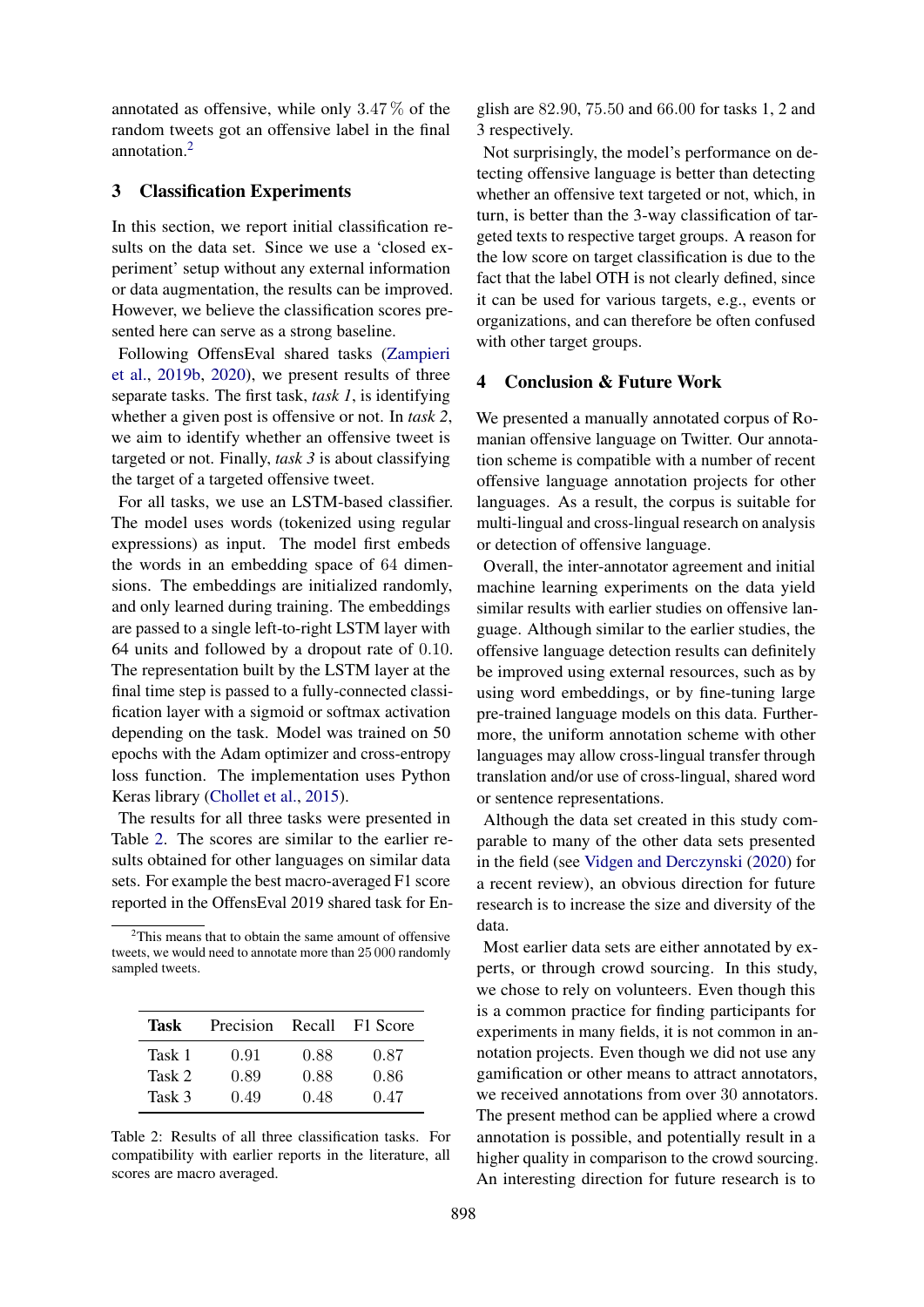annotated as offensive, while only 3.47 % of the random tweets got an offensive label in the final annotation.[2]

## 3 Classification Experiments

In this section, we report initial classification results on the data set. Since we use a 'closed experiment' setup without any external information or data augmentation, the results can be improved. However, we believe the classification scores presented here can serve as a strong baseline.

Following OffensEval shared tasks (Zampieri et al., 2019b, 2020), we present results of three separate tasks. The first task, *task 1*, is identifying whether a given post is offensive or not. In *task 2*, we aim to identify whether an offensive tweet is targeted or not. Finally, *task 3* is about classifying the target of a targeted offensive tweet.

For all tasks, we use an LSTM-based classifier. The model uses words (tokenized using regular expressions) as input. The model first embeds the words in an embedding space of 64 dimensions. The embeddings are initialized randomly, and only learned during training. The embeddings are passed to a single left-to-right LSTM layer with 64 units and followed by a dropout rate of 0.10. The representation built by the LSTM layer at the final time step is passed to a fully-connected classification layer with a sigmoid or softmax activation depending on the task. Model was trained on 50 epochs with the Adam optimizer and cross-entropy loss function. The implementation uses Python Keras library (Chollet et al., 2015).

The results for all three tasks were presented in Table 2. The scores are similar to the earlier results obtained for other languages on similar data sets. For example the best macro-averaged F1 score reported in the OffensEval 2019 shared task for English are 82.90, 75.50 and 66.00 for tasks 1, 2 and 3 respectively.

Not surprisingly, the model's performance on detecting offensive language is better than detecting whether an offensive text targeted or not, which, in turn, is better than the 3-way classification of targeted texts to respective target groups. A reason for the low score on target classification is due to the fact that the label OTH is not clearly defined, since it can be used for various targets, e.g., events or organizations, and can therefore be often confused with other target groups.

[2]This means that to obtain the same amount of offensive tweets, we would need to annotate more than 25 000 randomly sampled tweets.

| Task | Precision | Recall | F1 Score |
|---|---|---|---|
| Task 1 | 0.91 | 0.88 | 0.87 |
| Task 2 | 0.89 | 0.88 | 0.86 |
| Task 3 | 0.49 | 0.48 | 0.47 |

Table 2: Results of all three classification tasks. For compatibility with earlier reports in the literature, all scores are macro averaged.

## 4 Conclusion & Future Work

We presented a manually annotated corpus of Romanian offensive language on Twitter. Our annotation scheme is compatible with a number of recent offensive language annotation projects for other languages. As a result, the corpus is suitable for multi-lingual and cross-lingual research on analysis or detection of offensive language.

Overall, the inter-annotator agreement and initial machine learning experiments on the data yield similar results with earlier studies on offensive language. Although similar to the earlier studies, the offensive language detection results can definitely be improved using external resources, such as by using word embeddings, or by fine-tuning large pre-trained language models on this data. Furthermore, the uniform annotation scheme with other languages may allow cross-lingual transfer through translation and/or use of cross-lingual, shared word or sentence representations.

Although the data set created in this study comparable to many of the other data sets presented in the field (see Vidgen and Derczynski (2020) for a recent review), an obvious direction for future research is to increase the size and diversity of the data.

Most earlier data sets are either annotated by experts, or through crowd sourcing. In this study, we chose to rely on volunteers. Even though this is a common practice for finding participants for experiments in many fields, it is not common in annotation projects. Even though we did not use any gamification or other means to attract annotators, we received annotations from over 30 annotators. The present method can be applied where a crowd annotation is possible, and potentially result in a higher quality in comparison to the crowd sourcing. An interesting direction for future research is to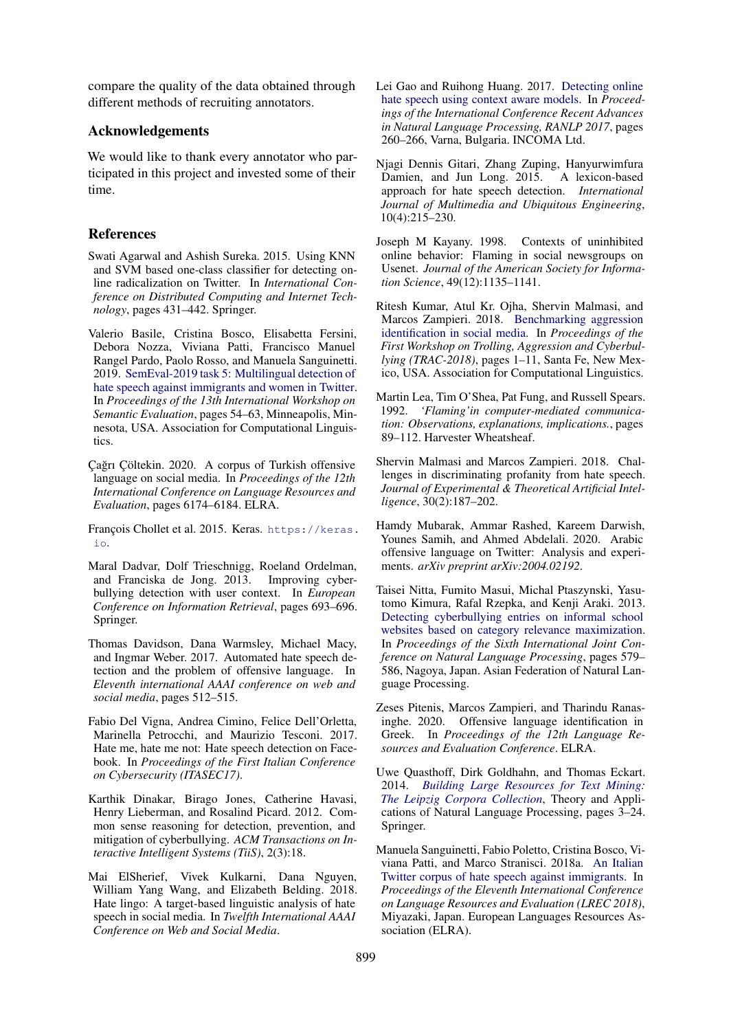compare the quality of the data obtained through different methods of recruiting annotators.

## Acknowledgements

We would like to thank every annotator who participated in this project and invested some of their time.

## References

Swati Agarwal and Ashish Sureka. 2015. Using KNN and SVM based one-class classifier for detecting online radicalization on Twitter. In *International Conference on Distributed Computing and Internet Technology*, pages 431–442. Springer.

Valerio Basile, Cristina Bosco, Elisabetta Fersini, Debora Nozza, Viviana Patti, Francisco Manuel Rangel Pardo, Paolo Rosso, and Manuela Sanguinetti. 2019. SemEval-2019 task 5: Multilingual detection of hate speech against immigrants and women in Twitter. In *Proceedings of the 13th International Workshop on Semantic Evaluation*, pages 54–63, Minneapolis, Minnesota, USA. Association for Computational Linguistics.

Çağrı Çöltekin. 2020. A corpus of Turkish offensive language on social media. In *Proceedings of the 12th International Conference on Language Resources and Evaluation*, pages 6174–6184. ELRA.

François Chollet et al. 2015. Keras. https://keras.io.

Maral Dadvar, Dolf Trieschnigg, Roeland Ordelman, and Franciska de Jong. 2013. Improving cyberbullying detection with user context. In *European Conference on Information Retrieval*, pages 693–696. Springer.

Thomas Davidson, Dana Warmsley, Michael Macy, and Ingmar Weber. 2017. Automated hate speech detection and the problem of offensive language. In *Eleventh international AAAI conference on web and social media*, pages 512–515.

Fabio Del Vigna, Andrea Cimino, Felice Dell'Orletta, Marinella Petrocchi, and Maurizio Tesconi. 2017. Hate me, hate me not: Hate speech detection on Facebook. In *Proceedings of the First Italian Conference on Cybersecurity (ITASEC17)*.

Karthik Dinakar, Birago Jones, Catherine Havasi, Henry Lieberman, and Rosalind Picard. 2012. Common sense reasoning for detection, prevention, and mitigation of cyberbullying. *ACM Transactions on Interactive Intelligent Systems (TiiS)*, 2(3):18.

Mai ElSherief, Vivek Kulkarni, Dana Nguyen, William Yang Wang, and Elizabeth Belding. 2018. Hate lingo: A target-based linguistic analysis of hate speech in social media. In *Twelfth International AAAI Conference on Web and Social Media*.

Lei Gao and Ruihong Huang. 2017. Detecting online hate speech using context aware models. In *Proceedings of the International Conference Recent Advances in Natural Language Processing, RANLP 2017*, pages 260–266, Varna, Bulgaria. INCOMA Ltd.

Njagi Dennis Gitari, Zhang Zuping, Hanyurwimfura Damien, and Jun Long. 2015. A lexicon-based approach for hate speech detection. *International Journal of Multimedia and Ubiquitous Engineering*, 10(4):215–230.

Joseph M Kayany. 1998. Contexts of uninhibited online behavior: Flaming in social newsgroups on Usenet. *Journal of the American Society for Information Science*, 49(12):1135–1141.

Ritesh Kumar, Atul Kr. Ojha, Shervin Malmasi, and Marcos Zampieri. 2018. Benchmarking aggression identification in social media. In *Proceedings of the First Workshop on Trolling, Aggression and Cyberbullying (TRAC-2018)*, pages 1–11, Santa Fe, New Mexico, USA. Association for Computational Linguistics.

Martin Lea, Tim O'Shea, Pat Fung, and Russell Spears. 1992. *'Flaming'in computer-mediated communication: Observations, explanations, implications.*, pages 89–112. Harvester Wheatsheaf.

Shervin Malmasi and Marcos Zampieri. 2018. Challenges in discriminating profanity from hate speech. *Journal of Experimental & Theoretical Artificial Intelligence*, 30(2):187–202.

Hamdy Mubarak, Ammar Rashed, Kareem Darwish, Younes Samih, and Ahmed Abdelali. 2020. Arabic offensive language on Twitter: Analysis and experiments. *arXiv preprint arXiv:2004.02192*.

Taisei Nitta, Fumito Masui, Michal Ptaszynski, Yasutomo Kimura, Rafal Rzepka, and Kenji Araki. 2013. Detecting cyberbullying entries on informal school websites based on category relevance maximization. In *Proceedings of the Sixth International Joint Conference on Natural Language Processing*, pages 579–586, Nagoya, Japan. Asian Federation of Natural Language Processing.

Zeses Pitenis, Marcos Zampieri, and Tharindu Ranasinghe. 2020. Offensive language identification in Greek. In *Proceedings of the 12th Language Resources and Evaluation Conference*. ELRA.

Uwe Quasthoff, Dirk Goldhahn, and Thomas Eckart. 2014. *Building Large Resources for Text Mining: The Leipzig Corpora Collection*, Theory and Applications of Natural Language Processing, pages 3–24. Springer.

Manuela Sanguinetti, Fabio Poletto, Cristina Bosco, Viviana Patti, and Marco Stranisci. 2018a. An Italian Twitter corpus of hate speech against immigrants. In *Proceedings of the Eleventh International Conference on Language Resources and Evaluation (LREC 2018)*, Miyazaki, Japan. European Languages Resources Association (ELRA).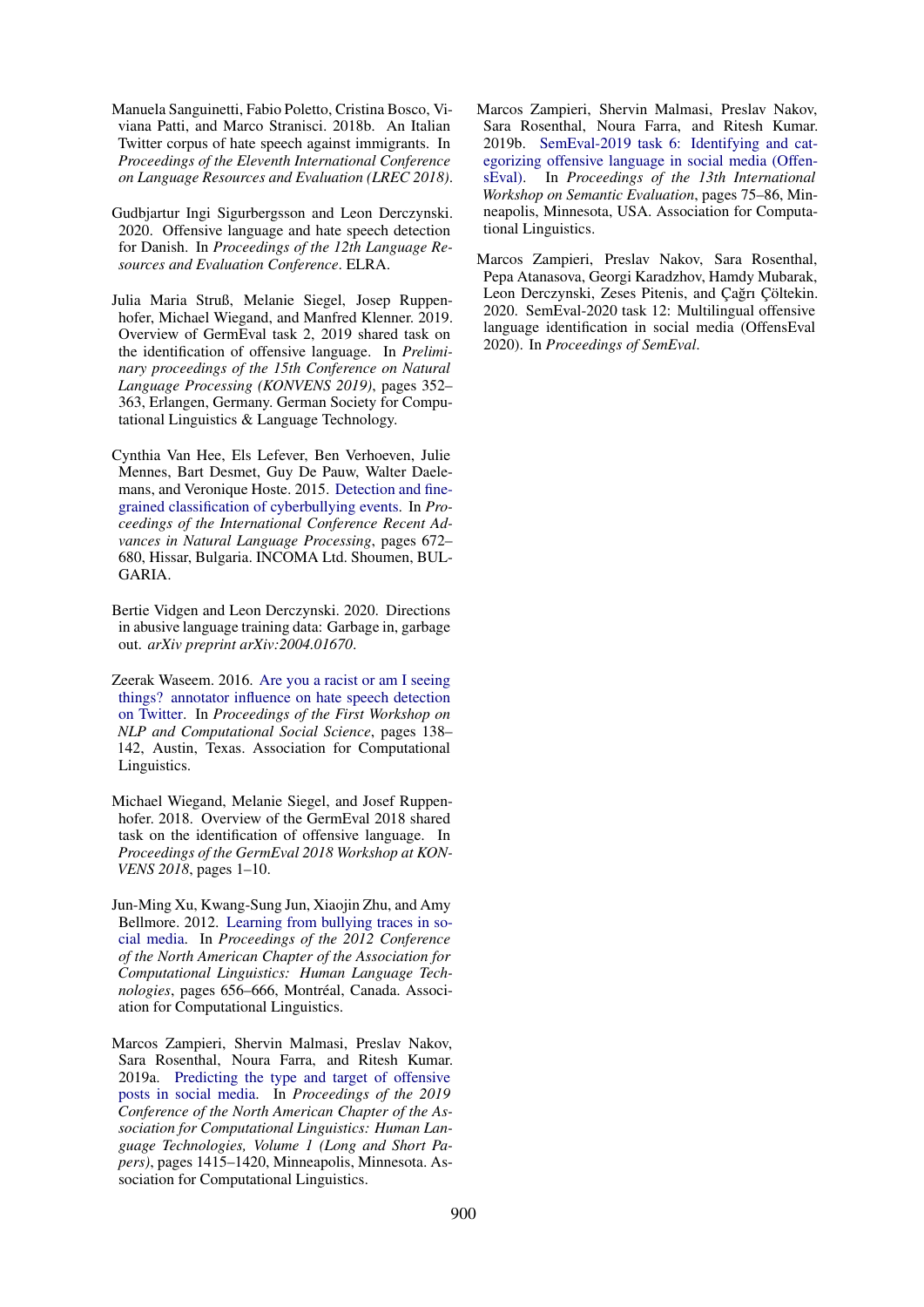Manuela Sanguinetti, Fabio Poletto, Cristina Bosco, Viviana Patti, and Marco Stranisci. 2018b. An Italian Twitter corpus of hate speech against immigrants. In *Proceedings of the Eleventh International Conference on Language Resources and Evaluation (LREC 2018)*.

Gudbjartur Ingi Sigurbergsson and Leon Derczynski. 2020. Offensive language and hate speech detection for Danish. In *Proceedings of the 12th Language Resources and Evaluation Conference*. ELRA.

Julia Maria Struß, Melanie Siegel, Josep Ruppenhofer, Michael Wiegand, and Manfred Klenner. 2019. Overview of GermEval task 2, 2019 shared task on the identification of offensive language. In *Preliminary proceedings of the 15th Conference on Natural Language Processing (KONVENS 2019)*, pages 352–363, Erlangen, Germany. German Society for Computational Linguistics & Language Technology.

Cynthia Van Hee, Els Lefever, Ben Verhoeven, Julie Mennes, Bart Desmet, Guy De Pauw, Walter Daelemans, and Veronique Hoste. 2015. Detection and fine-grained classification of cyberbullying events. In *Proceedings of the International Conference Recent Advances in Natural Language Processing*, pages 672–680, Hissar, Bulgaria. INCOMA Ltd. Shoumen, BULGARIA.

Bertie Vidgen and Leon Derczynski. 2020. Directions in abusive language training data: Garbage in, garbage out. *arXiv preprint arXiv:2004.01670*.

Zeerak Waseem. 2016. Are you a racist or am I seeing things? annotator influence on hate speech detection on Twitter. In *Proceedings of the First Workshop on NLP and Computational Social Science*, pages 138–142, Austin, Texas. Association for Computational Linguistics.

Michael Wiegand, Melanie Siegel, and Josef Ruppenhofer. 2018. Overview of the GermEval 2018 shared task on the identification of offensive language. In *Proceedings of the GermEval 2018 Workshop at KONVENS 2018*, pages 1–10.

Jun-Ming Xu, Kwang-Sung Jun, Xiaojin Zhu, and Amy Bellmore. 2012. Learning from bullying traces in social media. In *Proceedings of the 2012 Conference of the North American Chapter of the Association for Computational Linguistics: Human Language Technologies*, pages 656–666, Montréal, Canada. Association for Computational Linguistics.

Marcos Zampieri, Shervin Malmasi, Preslav Nakov, Sara Rosenthal, Noura Farra, and Ritesh Kumar. 2019a. Predicting the type and target of offensive posts in social media. In *Proceedings of the 2019 Conference of the North American Chapter of the Association for Computational Linguistics: Human Language Technologies, Volume 1 (Long and Short Papers)*, pages 1415–1420, Minneapolis, Minnesota. Association for Computational Linguistics.

Marcos Zampieri, Shervin Malmasi, Preslav Nakov, Sara Rosenthal, Noura Farra, and Ritesh Kumar. 2019b. SemEval-2019 task 6: Identifying and categorizing offensive language in social media (OffensEval). In *Proceedings of the 13th International Workshop on Semantic Evaluation*, pages 75–86, Minneapolis, Minnesota, USA. Association for Computational Linguistics.

Marcos Zampieri, Preslav Nakov, Sara Rosenthal, Pepa Atanasova, Georgi Karadzhov, Hamdy Mubarak, Leon Derczynski, Zeses Pitenis, and Çağrı Çöltekin. 2020. SemEval-2020 task 12: Multilingual offensive language identification in social media (OffensEval 2020). In *Proceedings of SemEval*.